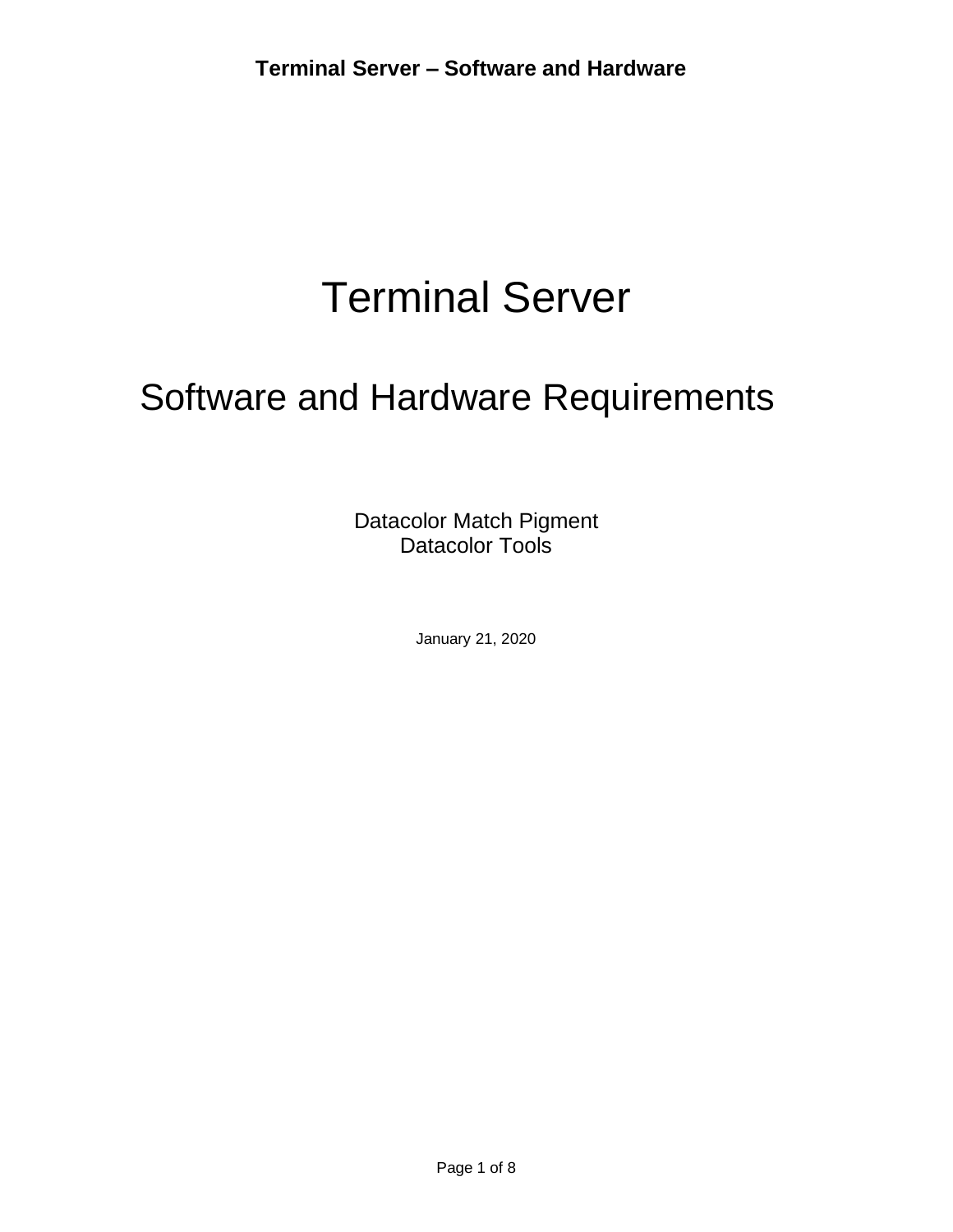# Terminal Server

## Software and Hardware Requirements

Datacolor Match Pigment
Datacolor Tools

January 21, 2020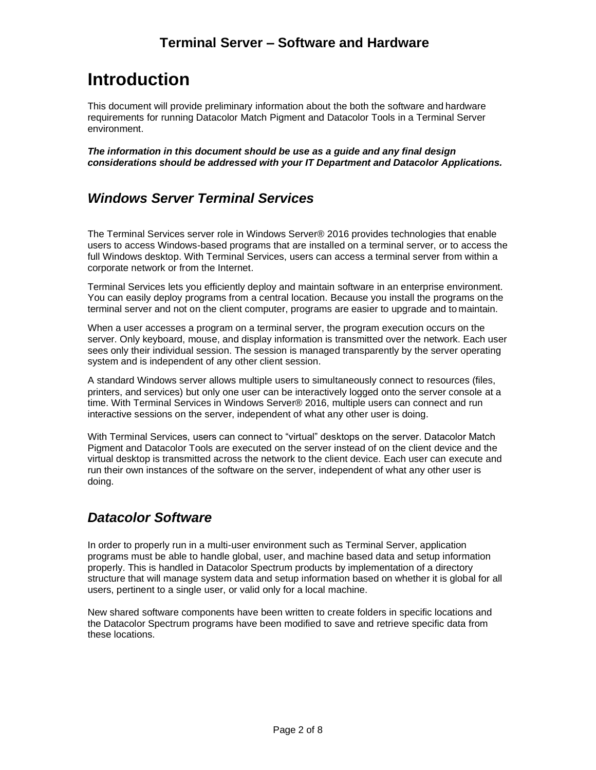// Retitled: "Terminal Server – Software and Hardware" is a running header, omitted.

# Introduction

This document will provide preliminary information about the both the software and hardware requirements for running Datacolor Match Pigment and Datacolor Tools in a Terminal Server environment.

***The information in this document should be use as a guide and any final design considerations should be addressed with your IT Department and Datacolor Applications.***

## *Windows Server Terminal Services*

The Terminal Services server role in Windows Server® 2016 provides technologies that enable users to access Windows-based programs that are installed on a terminal server, or to access the full Windows desktop. With Terminal Services, users can access a terminal server from within a corporate network or from the Internet.

Terminal Services lets you efficiently deploy and maintain software in an enterprise environment. You can easily deploy programs from a central location. Because you install the programs on the terminal server and not on the client computer, programs are easier to upgrade and to maintain.

When a user accesses a program on a terminal server, the program execution occurs on the server. Only keyboard, mouse, and display information is transmitted over the network. Each user sees only their individual session. The session is managed transparently by the server operating system and is independent of any other client session.

A standard Windows server allows multiple users to simultaneously connect to resources (files, printers, and services) but only one user can be interactively logged onto the server console at a time. With Terminal Services in Windows Server® 2016, multiple users can connect and run interactive sessions on the server, independent of what any other user is doing.

With Terminal Services, users can connect to "virtual" desktops on the server. Datacolor Match Pigment and Datacolor Tools are executed on the server instead of on the client device and the virtual desktop is transmitted across the network to the client device. Each user can execute and run their own instances of the software on the server, independent of what any other user is doing.

## *Datacolor Software*

In order to properly run in a multi-user environment such as Terminal Server, application programs must be able to handle global, user, and machine based data and setup information properly. This is handled in Datacolor Spectrum products by implementation of a directory structure that will manage system data and setup information based on whether it is global for all users, pertinent to a single user, or valid only for a local machine.

New shared software components have been written to create folders in specific locations and the Datacolor Spectrum programs have been modified to save and retrieve specific data from these locations.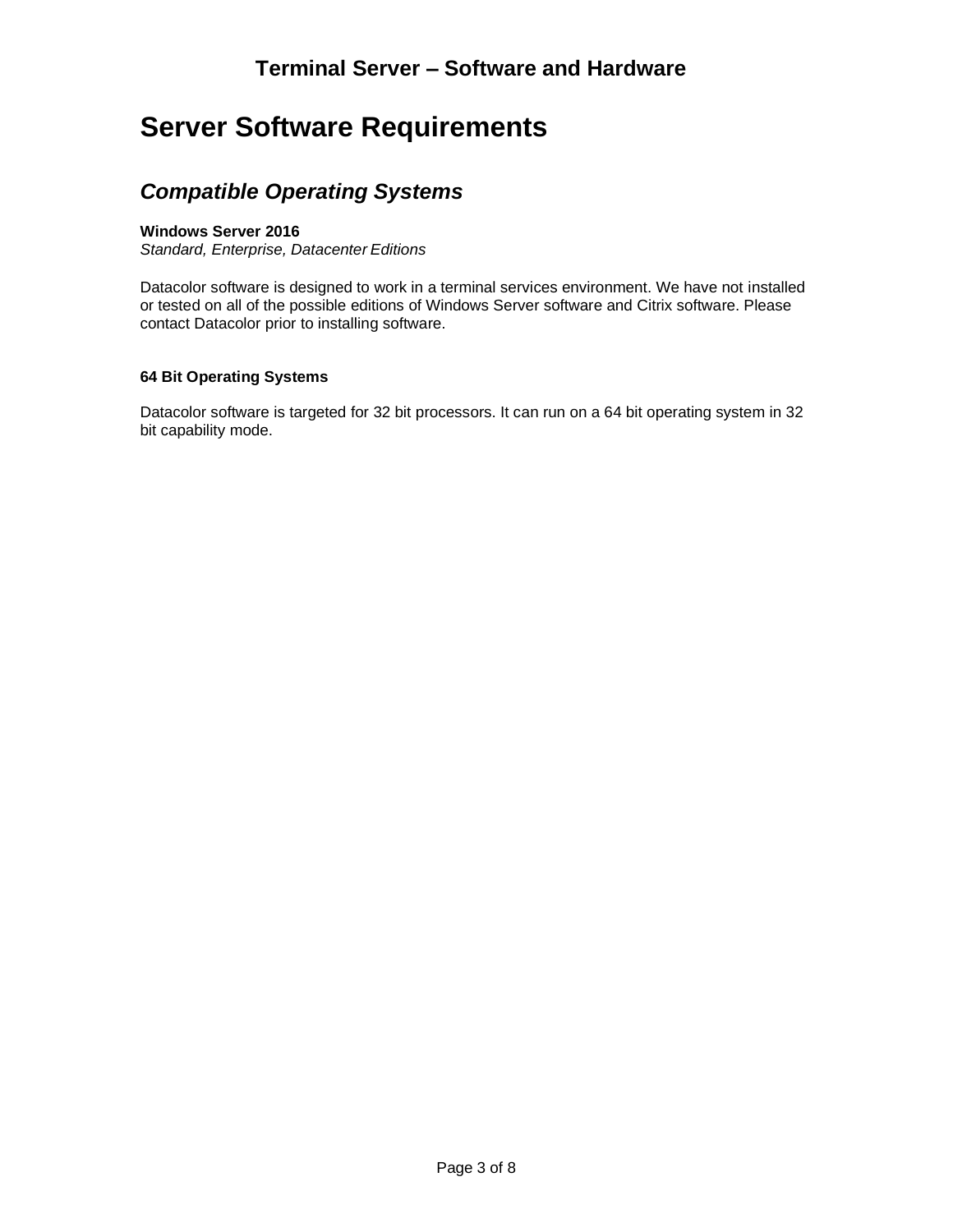# Server Software Requirements

## *Compatible Operating Systems*

**Windows Server 2016**
*Standard, Enterprise, Datacenter Editions*

Datacolor software is designed to work in a terminal services environment. We have not installed or tested on all of the possible editions of Windows Server software and Citrix software. Please contact Datacolor prior to installing software.

**64 Bit Operating Systems**

Datacolor software is targeted for 32 bit processors. It can run on a 64 bit operating system in 32 bit capability mode.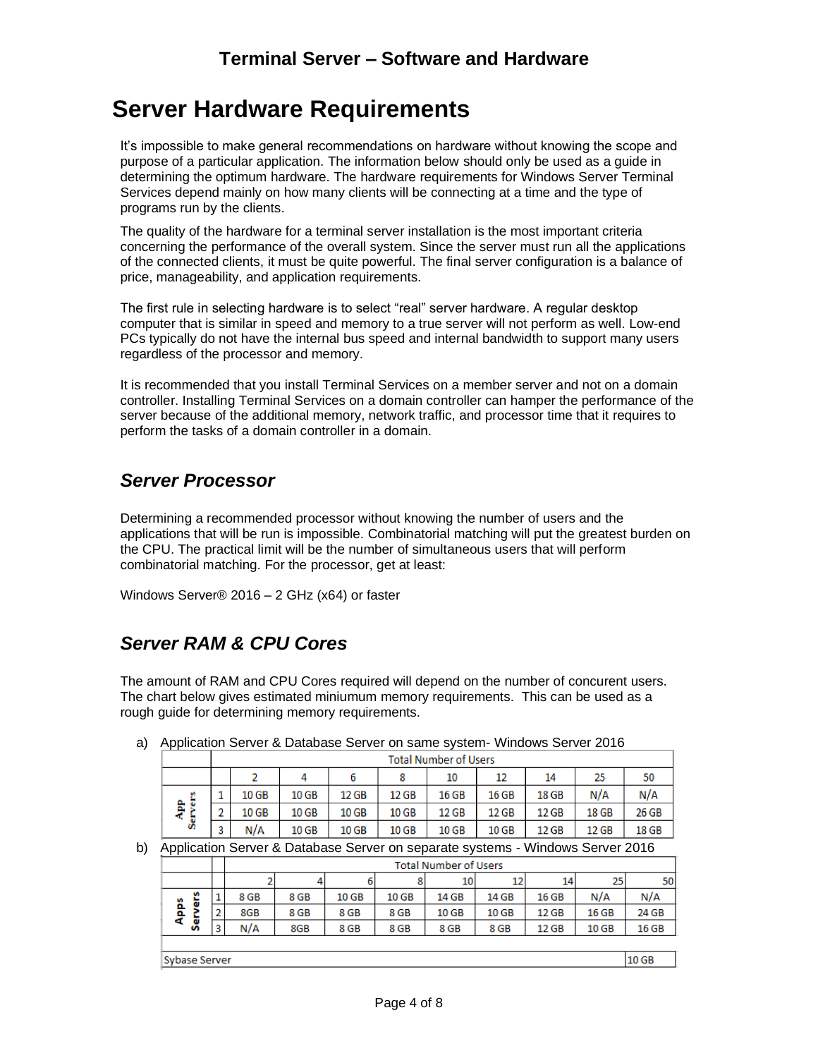## Terminal Server – Software and Hardware

# Server Hardware Requirements

It's impossible to make general recommendations on hardware without knowing the scope and purpose of a particular application. The information below should only be used as a guide in determining the optimum hardware. The hardware requirements for Windows Server Terminal Services depend mainly on how many clients will be connecting at a time and the type of programs run by the clients.

The quality of the hardware for a terminal server installation is the most important criteria concerning the performance of the overall system. Since the server must run all the applications of the connected clients, it must be quite powerful. The final server configuration is a balance of price, manageability, and application requirements.

The first rule in selecting hardware is to select "real" server hardware. A regular desktop computer that is similar in speed and memory to a true server will not perform as well. Low-end PCs typically do not have the internal bus speed and internal bandwidth to support many users regardless of the processor and memory.

It is recommended that you install Terminal Services on a member server and not on a domain controller. Installing Terminal Services on a domain controller can hamper the performance of the server because of the additional memory, network traffic, and processor time that it requires to perform the tasks of a domain controller in a domain.

## *Server Processor*

Determining a recommended processor without knowing the number of users and the applications that will be run is impossible. Combinatorial matching will put the greatest burden on the CPU. The practical limit will be the number of simultaneous users that will perform combinatorial matching. For the processor, get at least:

Windows Server® 2016 – 2 GHz (x64) or faster

## *Server RAM & CPU Cores*

The amount of RAM and CPU Cores required will depend on the number of concurent users. The chart below gives estimated miniumum memory requirements. This can be used as a rough guide for determining memory requirements.

a) Application Server & Database Server on same system- Windows Server 2016

| | | Total Number of Users | | | | | | | | |
|---|---|---|---|---|---|---|---|---|---|---|
| | | 2 | 4 | 6 | 8 | 10 | 12 | 14 | 25 | 50 |
| App Servers | 1 | 10 GB | 10 GB | 12 GB | 12 GB | 16 GB | 16 GB | 18 GB | N/A | N/A |
| | 2 | 10 GB | 10 GB | 10 GB | 10 GB | 12 GB | 12 GB | 12 GB | 18 GB | 26 GB |
| | 3 | N/A | 10 GB | 10 GB | 10 GB | 10 GB | 10 GB | 12 GB | 12 GB | 18 GB |

b) Application Server & Database Server on separate systems - Windows Server 2016

| | | Total Number of Users | | | | | | | | |
|---|---|---|---|---|---|---|---|---|---|---|
| | | 2 | 4 | 6 | 8 | 10 | 12 | 14 | 25 | 50 |
| Apps Servers | 1 | 8 GB | 8 GB | 10 GB | 10 GB | 14 GB | 14 GB | 16 GB | N/A | N/A |
| | 2 | 8GB | 8 GB | 8 GB | 8 GB | 10 GB | 10 GB | 12 GB | 16 GB | 24 GB |
| | 3 | N/A | 8GB | 8 GB | 8 GB | 8 GB | 8 GB | 12 GB | 10 GB | 16 GB |

| Sybase Server | 10 GB |
|---|---|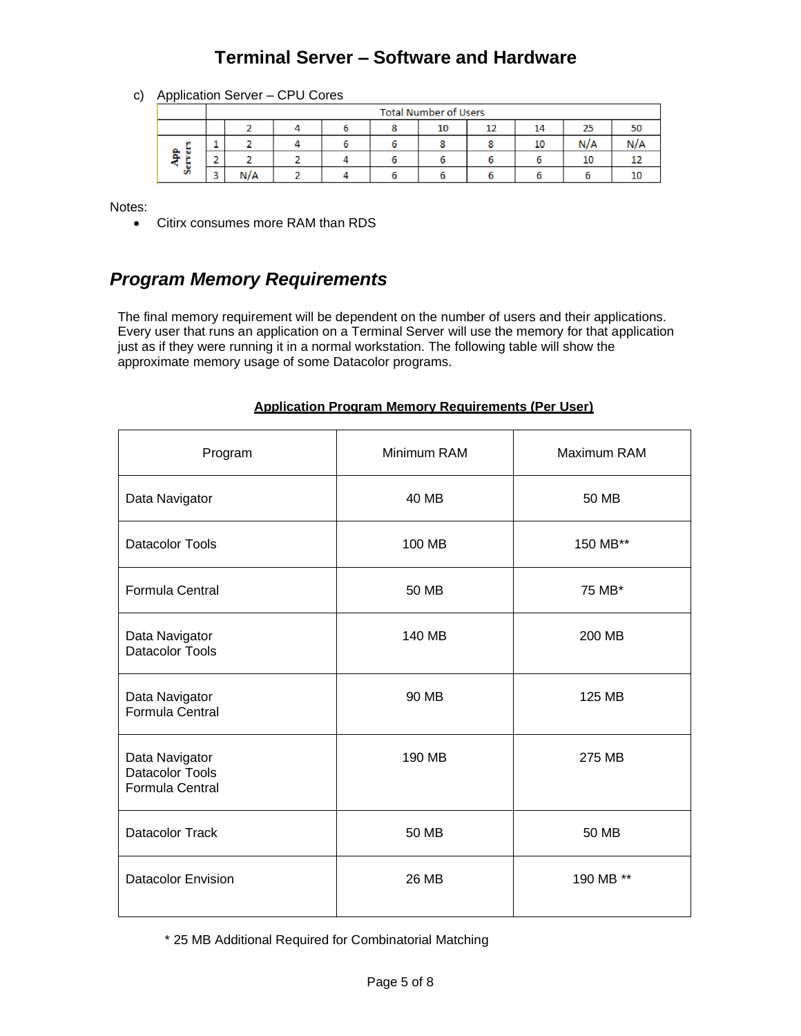# Terminal Server – Software and Hardware

c) Application Server – CPU Cores

| | | Total Number of Users | | | | | | | | |
|---|---|---|---|---|---|---|---|---|---|---|
| | | 2 | 4 | 6 | 8 | 10 | 12 | 14 | 25 | 50 |
| App Servers | 1 | 2 | 4 | 6 | 6 | 8 | 8 | 10 | N/A | N/A |
| | 2 | 2 | 2 | 4 | 6 | 6 | 6 | 6 | 10 | 12 |
| | 3 | N/A | 2 | 4 | 6 | 6 | 6 | 6 | 6 | 10 |

Notes:

- Citrx consumes more RAM than RDS

## *Program Memory Requirements*

The final memory requirement will be dependent on the number of users and their applications. Every user that runs an application on a Terminal Server will use the memory for that application just as if they were running it in a normal workstation. The following table will show the approximate memory usage of some Datacolor programs.

**Application Program Memory Requirements (Per User)**

| Program | Minimum RAM | Maximum RAM |
|---|---|---|
| Data Navigator | 40 MB | 50 MB |
| Datacolor Tools | 100 MB | 150 MB** |
| Formula Central | 50 MB | 75 MB* |
| Data Navigator<br>Datacolor Tools | 140 MB | 200 MB |
| Data Navigator<br>Formula Central | 90 MB | 125 MB |
| Data Navigator<br>Datacolor Tools<br>Formula Central | 190 MB | 275 MB |
| Datacolor Track | 50 MB | 50 MB |
| Datacolor Envision | 26 MB | 190 MB ** |

\* 25 MB Additional Required for Combinatorial Matching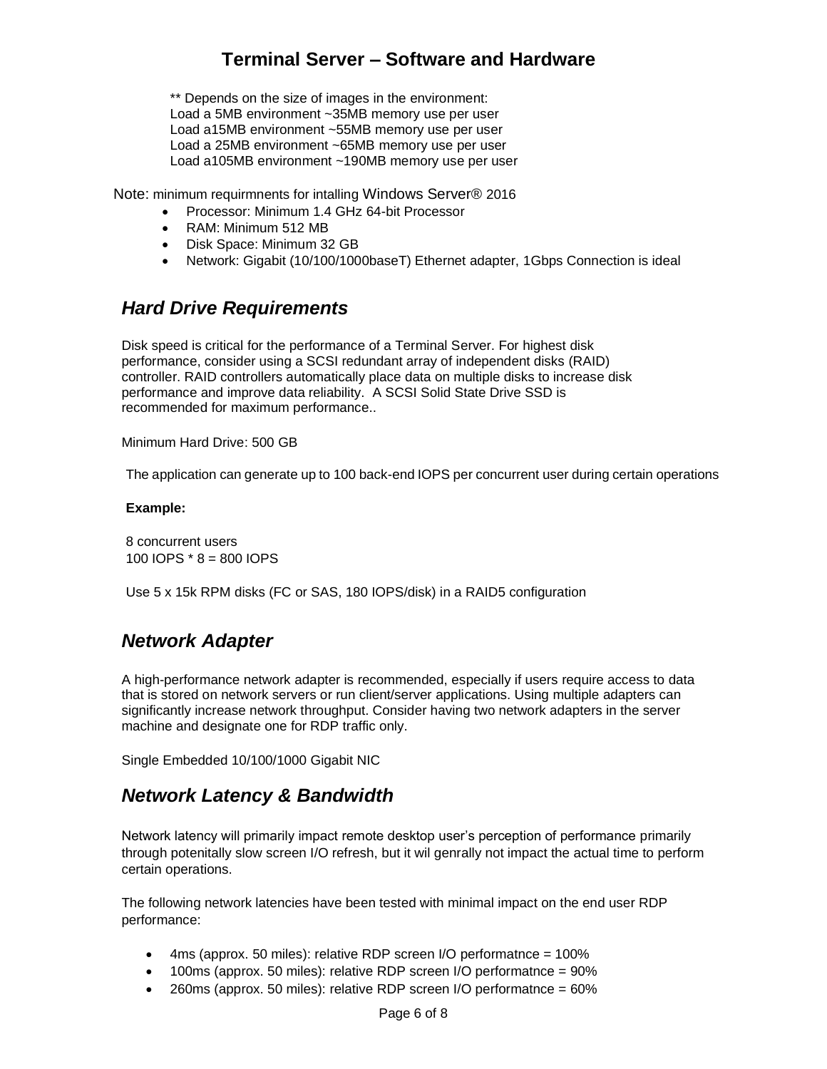** Depends on the size of images in the environment:
Load a 5MB environment ~35MB memory use per user
Load a15MB environment ~55MB memory use per user
Load a 25MB environment ~65MB memory use per user
Load a105MB environment ~190MB memory use per user

Note: minimum requirmnents for intalling Windows Server® 2016

- Processor: Minimum 1.4 GHz 64-bit Processor
- RAM: Minimum 512 MB
- Disk Space: Minimum 32 GB
- Network: Gigabit (10/100/1000baseT) Ethernet adapter, 1Gbps Connection is ideal

## *Hard Drive Requirements*

Disk speed is critical for the performance of a Terminal Server. For highest disk performance, consider using a SCSI redundant array of independent disks (RAID) controller. RAID controllers automatically place data on multiple disks to increase disk performance and improve data reliability. A SCSI Solid State Drive SSD is recommended for maximum performance..

Minimum Hard Drive: 500 GB

The application can generate up to 100 back-end IOPS per concurrent user during certain operations

**Example:**

8 concurrent users
100 IOPS * 8 = 800 IOPS

Use 5 x 15k RPM disks (FC or SAS, 180 IOPS/disk) in a RAID5 configuration

## *Network Adapter*

A high-performance network adapter is recommended, especially if users require access to data that is stored on network servers or run client/server applications. Using multiple adapters can significantly increase network throughput. Consider having two network adapters in the server machine and designate one for RDP traffic only.

Single Embedded 10/100/1000 Gigabit NIC

## *Network Latency & Bandwidth*

Network latency will primarily impact remote desktop user's perception of performance primarily through potenitally slow screen I/O refresh, but it wil genrally not impact the actual time to perform certain operations.

The following network latencies have been tested with minimal impact on the end user RDP performance:

- 4ms (approx. 50 miles): relative RDP screen I/O performatnce = 100%
- 100ms (approx. 50 miles): relative RDP screen I/O performatnce = 90%
- 260ms (approx. 50 miles): relative RDP screen I/O performatnce = 60%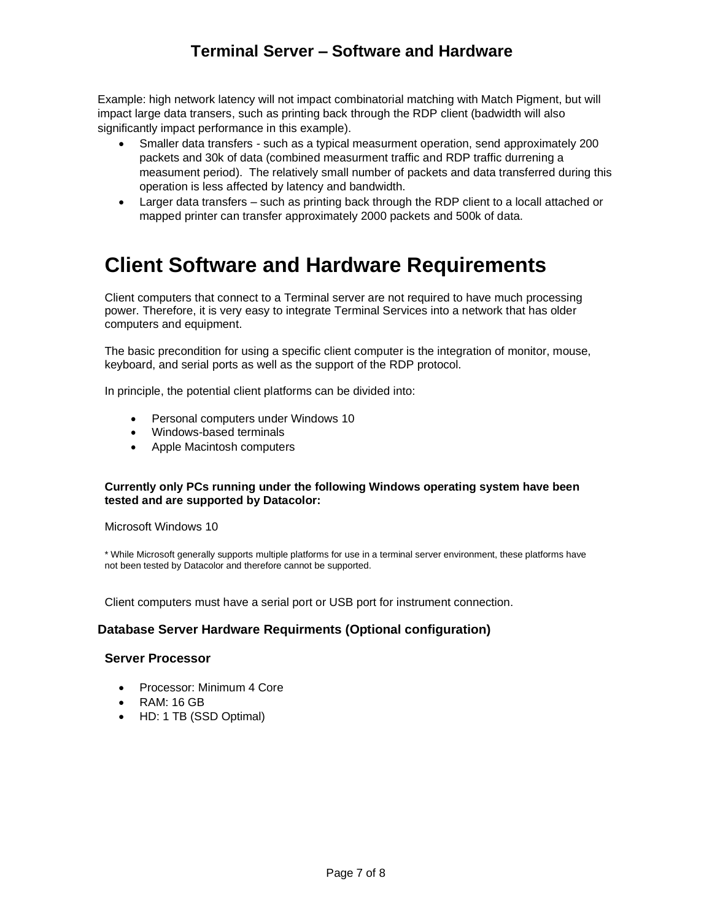Example: high network latency will not impact combinatorial matching with Match Pigment, but will impact large data transers, such as printing back through the RDP client (badwidth will also significantly impact performance in this example).

- Smaller data transfers - such as a typical measurment operation, send approximately 200 packets and 30k of data (combined measurment traffic and RDP traffic durrening a measument period). The relatively small number of packets and data transferred during this operation is less affected by latency and bandwidth.
- Larger data transfers – such as printing back through the RDP client to a locall attached or mapped printer can transfer approximately 2000 packets and 500k of data.

# Client Software and Hardware Requirements

Client computers that connect to a Terminal server are not required to have much processing power. Therefore, it is very easy to integrate Terminal Services into a network that has older computers and equipment.

The basic precondition for using a specific client computer is the integration of monitor, mouse, keyboard, and serial ports as well as the support of the RDP protocol.

In principle, the potential client platforms can be divided into:

- Personal computers under Windows 10
- Windows-based terminals
- Apple Macintosh computers

**Currently only PCs running under the following Windows operating system have been tested and are supported by Datacolor:**

Microsoft Windows 10

* While Microsoft generally supports multiple platforms for use in a terminal server environment, these platforms have not been tested by Datacolor and therefore cannot be supported.

Client computers must have a serial port or USB port for instrument connection.

### Database Server Hardware Requirments (Optional configuration)

#### Server Processor

- Processor: Minimum 4 Core
- RAM: 16 GB
- HD: 1 TB (SSD Optimal)